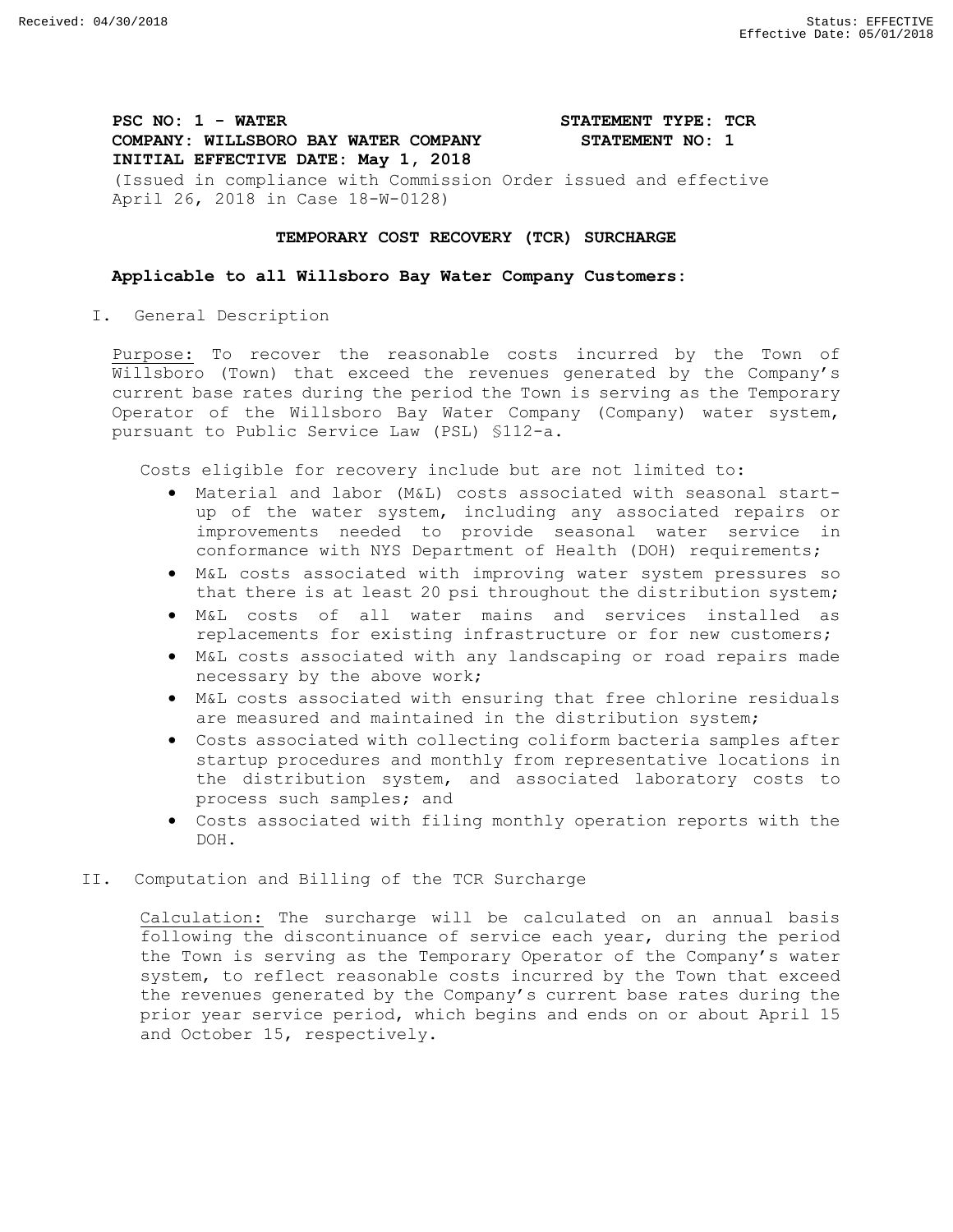Received: 04/30/2018 Status: EFFECTIVE
Effective Date: 05/01/2018

**PSC NO: 1 - WATER** **STATEMENT TYPE: TCR**
**COMPANY: WILLSBORO BAY WATER COMPANY** **STATEMENT NO: 1**
**INITIAL EFFECTIVE DATE: May 1, 2018**
(Issued in compliance with Commission Order issued and effective April 26, 2018 in Case 18-W-0128)

## TEMPORARY COST RECOVERY (TCR) SURCHARGE

**Applicable to all Willsboro Bay Water Company Customers:**

I. General Description

Purpose: To recover the reasonable costs incurred by the Town of Willsboro (Town) that exceed the revenues generated by the Company's current base rates during the period the Town is serving as the Temporary Operator of the Willsboro Bay Water Company (Company) water system, pursuant to Public Service Law (PSL) §112-a.

Costs eligible for recovery include but are not limited to:

- Material and labor (M&L) costs associated with seasonal start-up of the water system, including any associated repairs or improvements needed to provide seasonal water service in conformance with NYS Department of Health (DOH) requirements;
- M&L costs associated with improving water system pressures so that there is at least 20 psi throughout the distribution system;
- M&L costs of all water mains and services installed as replacements for existing infrastructure or for new customers;
- M&L costs associated with any landscaping or road repairs made necessary by the above work;
- M&L costs associated with ensuring that free chlorine residuals are measured and maintained in the distribution system;
- Costs associated with collecting coliform bacteria samples after startup procedures and monthly from representative locations in the distribution system, and associated laboratory costs to process such samples; and
- Costs associated with filing monthly operation reports with the DOH.

II. Computation and Billing of the TCR Surcharge

Calculation: The surcharge will be calculated on an annual basis following the discontinuance of service each year, during the period the Town is serving as the Temporary Operator of the Company's water system, to reflect reasonable costs incurred by the Town that exceed the revenues generated by the Company's current base rates during the prior year service period, which begins and ends on or about April 15 and October 15, respectively.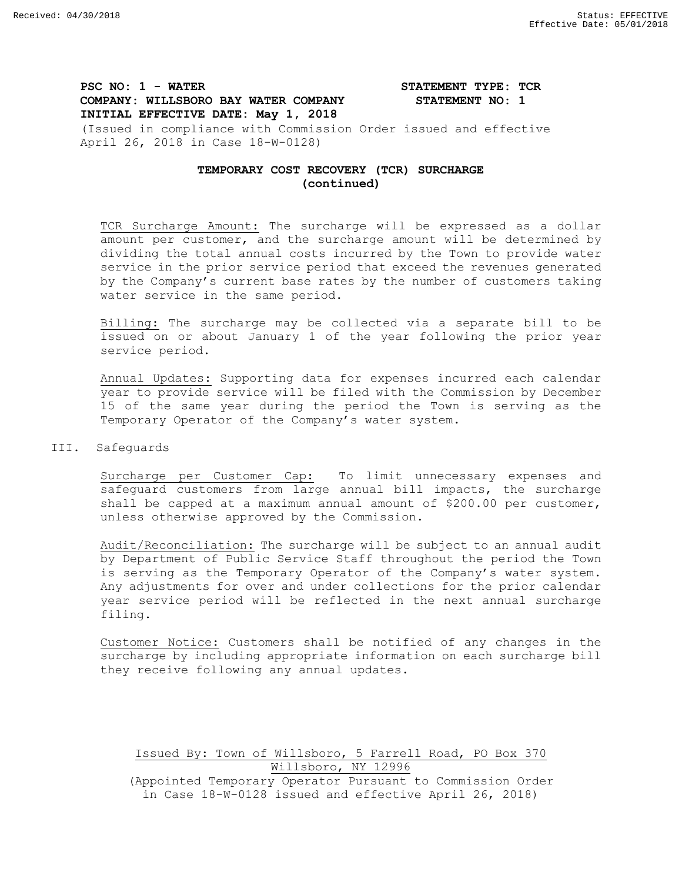PSC NO: 1 - WATER STATEMENT TYPE: TCR
COMPANY: WILLSBORO BAY WATER COMPANY STATEMENT NO: 1
INITIAL EFFECTIVE DATE: May 1, 2018
(Issued in compliance with Commission Order issued and effective April 26, 2018 in Case 18-W-0128)

## TEMPORARY COST RECOVERY (TCR) SURCHARGE (continued)

TCR Surcharge Amount: The surcharge will be expressed as a dollar amount per customer, and the surcharge amount will be determined by dividing the total annual costs incurred by the Town to provide water service in the prior service period that exceed the revenues generated by the Company's current base rates by the number of customers taking water service in the same period.

Billing: The surcharge may be collected via a separate bill to be issued on or about January 1 of the year following the prior year service period.

Annual Updates: Supporting data for expenses incurred each calendar year to provide service will be filed with the Commission by December 15 of the same year during the period the Town is serving as the Temporary Operator of the Company's water system.

III. Safeguards

Surcharge per Customer Cap: To limit unnecessary expenses and safeguard customers from large annual bill impacts, the surcharge shall be capped at a maximum annual amount of $200.00 per customer, unless otherwise approved by the Commission.

Audit/Reconciliation: The surcharge will be subject to an annual audit by Department of Public Service Staff throughout the period the Town is serving as the Temporary Operator of the Company's water system. Any adjustments for over and under collections for the prior calendar year service period will be reflected in the next annual surcharge filing.

Customer Notice: Customers shall be notified of any changes in the surcharge by including appropriate information on each surcharge bill they receive following any annual updates.

Issued By: Town of Willsboro, 5 Farrell Road, PO Box 370 Willsboro, NY 12996
(Appointed Temporary Operator Pursuant to Commission Order in Case 18-W-0128 issued and effective April 26, 2018)